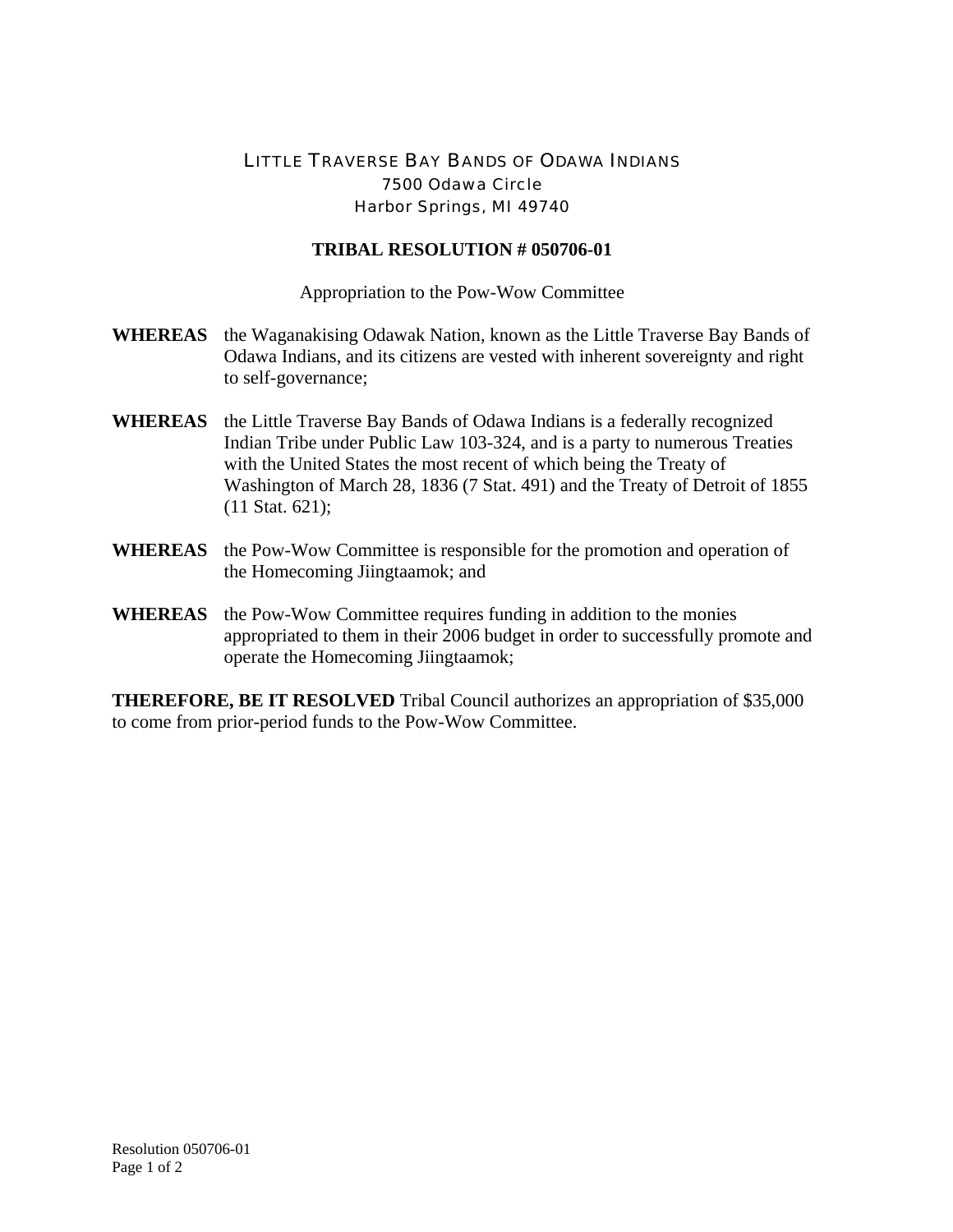LITTLE TRAVERSE BAY BANDS OF ODAWA INDIANS
7500 Odawa Circle
Harbor Springs, MI 49740

**TRIBAL RESOLUTION # 050706-01**

Appropriation to the Pow-Wow Committee

**WHEREAS** the Waganakising Odawak Nation, known as the Little Traverse Bay Bands of Odawa Indians, and its citizens are vested with inherent sovereignty and right to self-governance;

**WHEREAS** the Little Traverse Bay Bands of Odawa Indians is a federally recognized Indian Tribe under Public Law 103-324, and is a party to numerous Treaties with the United States the most recent of which being the Treaty of Washington of March 28, 1836 (7 Stat. 491) and the Treaty of Detroit of 1855 (11 Stat. 621);

**WHEREAS** the Pow-Wow Committee is responsible for the promotion and operation of the Homecoming Jiingtaamok; and

**WHEREAS** the Pow-Wow Committee requires funding in addition to the monies appropriated to them in their 2006 budget in order to successfully promote and operate the Homecoming Jiingtaamok;

**THEREFORE, BE IT RESOLVED** Tribal Council authorizes an appropriation of $35,000 to come from prior-period funds to the Pow-Wow Committee.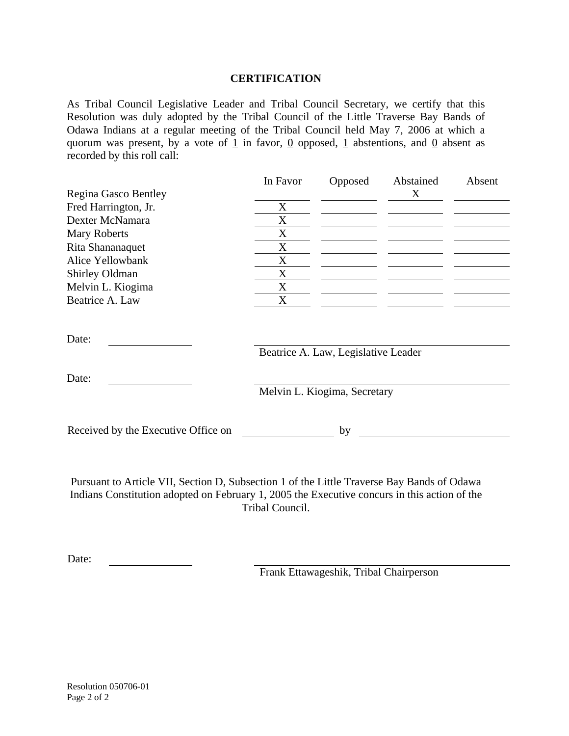**CERTIFICATION**

As Tribal Council Legislative Leader and Tribal Council Secretary, we certify that this Resolution was duly adopted by the Tribal Council of the Little Traverse Bay Bands of Odawa Indians at a regular meeting of the Tribal Council held May 7, 2006 at which a quorum was present, by a vote of 1 in favor, 0 opposed, 1 abstentions, and 0 absent as recorded by this roll call:

| | In Favor | Opposed | Abstained | Absent |
|---|---|---|---|---|
| Regina Gasco Bentley | | | X | |
| Fred Harrington, Jr. | X | | | |
| Dexter McNamara | X | | | |
| Mary Roberts | X | | | |
| Rita Shananaquet | X | | | |
| Alice Yellowbank | X | | | |
| Shirley Oldman | X | | | |
| Melvin L. Kiogima | X | | | |
| Beatrice A. Law | X | | | |

Date: ______________ ________________________________
Beatrice A. Law, Legislative Leader

Date: ______________ ________________________________
Melvin L. Kiogima, Secretary

Received by the Executive Office on ______________ by ______________________

Pursuant to Article VII, Section D, Subsection 1 of the Little Traverse Bay Bands of Odawa Indians Constitution adopted on February 1, 2005 the Executive concurs in this action of the Tribal Council.

Date: ______________ ________________________________
Frank Ettawageshik, Tribal Chairperson

Resolution 050706-01